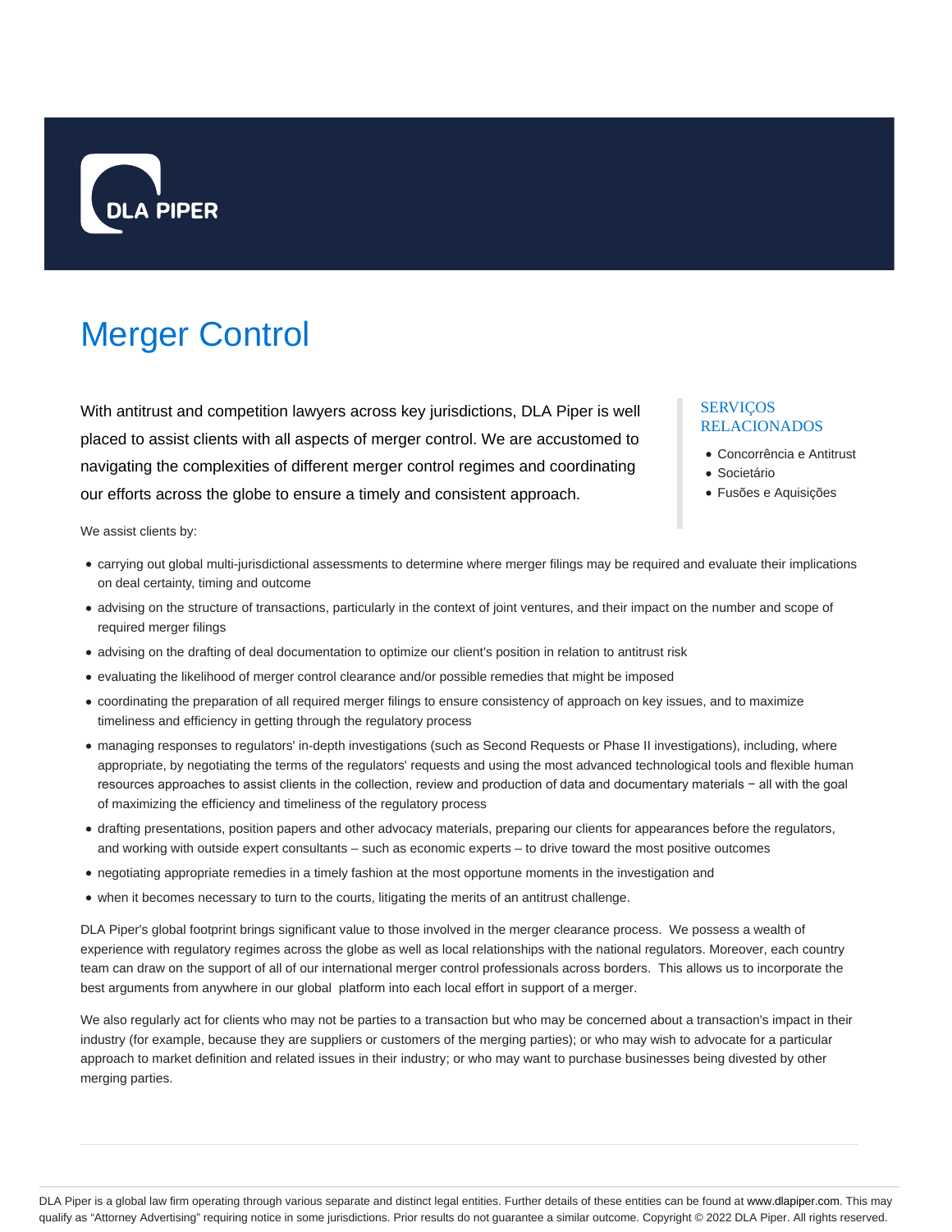# Merger Control

With antitrust and competition lawyers across key jurisdictions, DLA Piper is well placed to assist clients with all aspects of merger control. We are accustomed to navigating the complexities of different merger control regimes and coordinating our efforts across the globe to ensure a timely and consistent approach.

We assist clients by:

- carrying out global multi-jurisdictional assessments to determine where merger filings may be required and evaluate their implications on deal certainty, timing and outcome
- advising on the structure of transactions, particularly in the context of joint ventures, and their impact on the number and scope of required merger filings
- advising on the drafting of deal documentation to optimize our client's position in relation to antitrust risk
- evaluating the likelihood of merger control clearance and/or possible remedies that might be imposed
- coordinating the preparation of all required merger filings to ensure consistency of approach on key issues, and to maximize timeliness and efficiency in getting through the regulatory process
- managing responses to regulators' in-depth investigations (such as Second Requests or Phase II investigations), including, where appropriate, by negotiating the terms of the regulators' requests and using the most advanced technological tools and flexible human resources approaches to assist clients in the collection, review and production of data and documentary materials − all with the goal of maximizing the efficiency and timeliness of the regulatory process
- drafting presentations, position papers and other advocacy materials, preparing our clients for appearances before the regulators, and working with outside expert consultants – such as economic experts – to drive toward the most positive outcomes
- negotiating appropriate remedies in a timely fashion at the most opportune moments in the investigation and
- when it becomes necessary to turn to the courts, litigating the merits of an antitrust challenge.

DLA Piper's global footprint brings significant value to those involved in the merger clearance process. We possess a wealth of experience with regulatory regimes across the globe as well as local relationships with the national regulators. Moreover, each country team can draw on the support of all of our international merger control professionals across borders. This allows us to incorporate the best arguments from anywhere in our global platform into each local effort in support of a merger.

We also regularly act for clients who may not be parties to a transaction but who may be concerned about a transaction's impact in their industry (for example, because they are suppliers or customers of the merging parties); or who may wish to advocate for a particular approach to market definition and related issues in their industry; or who may want to purchase businesses being divested by other merging parties.

## SERVIÇOS RELACIONADOS

- Concorrência e Antitrust
- Societário
- Fusões e Aquisições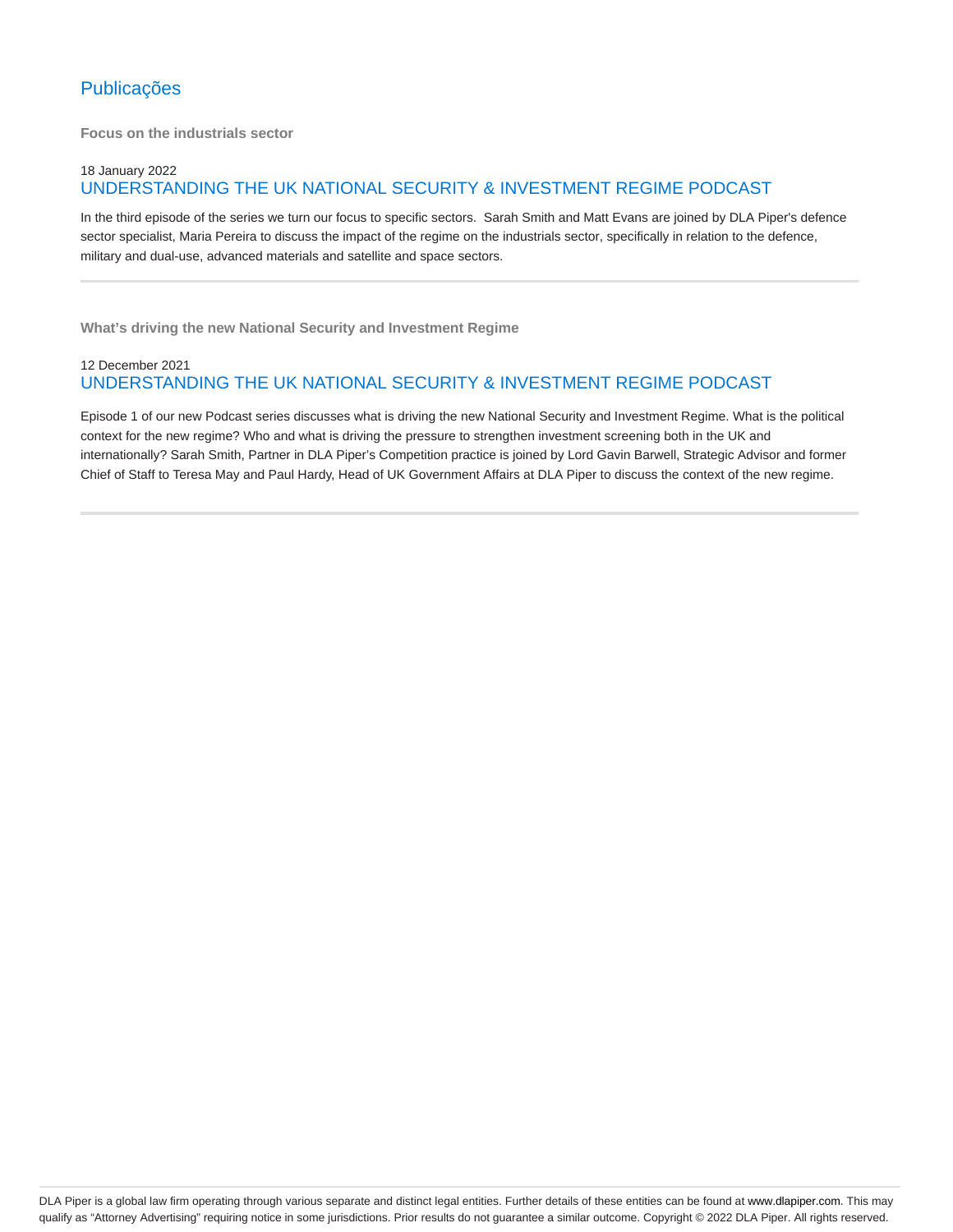## Publicações

**Focus on the industrials sector**

18 January 2022

### UNDERSTANDING THE UK NATIONAL SECURITY & INVESTMENT REGIME PODCAST

In the third episode of the series we turn our focus to specific sectors. Sarah Smith and Matt Evans are joined by DLA Piper's defence sector specialist, Maria Pereira to discuss the impact of the regime on the industrials sector, specifically in relation to the defence, military and dual-use, advanced materials and satellite and space sectors.

---

**What's driving the new National Security and Investment Regime**

12 December 2021

### UNDERSTANDING THE UK NATIONAL SECURITY & INVESTMENT REGIME PODCAST

Episode 1 of our new Podcast series discusses what is driving the new National Security and Investment Regime. What is the political context for the new regime? Who and what is driving the pressure to strengthen investment screening both in the UK and internationally? Sarah Smith, Partner in DLA Piper's Competition practice is joined by Lord Gavin Barwell, Strategic Advisor and former Chief of Staff to Teresa May and Paul Hardy, Head of UK Government Affairs at DLA Piper to discuss the context of the new regime.

---

DLA Piper is a global law firm operating through various separate and distinct legal entities. Further details of these entities can be found at www.dlapiper.com. This may qualify as "Attorney Advertising" requiring notice in some jurisdictions. Prior results do not guarantee a similar outcome. Copyright © 2022 DLA Piper. All rights reserved.